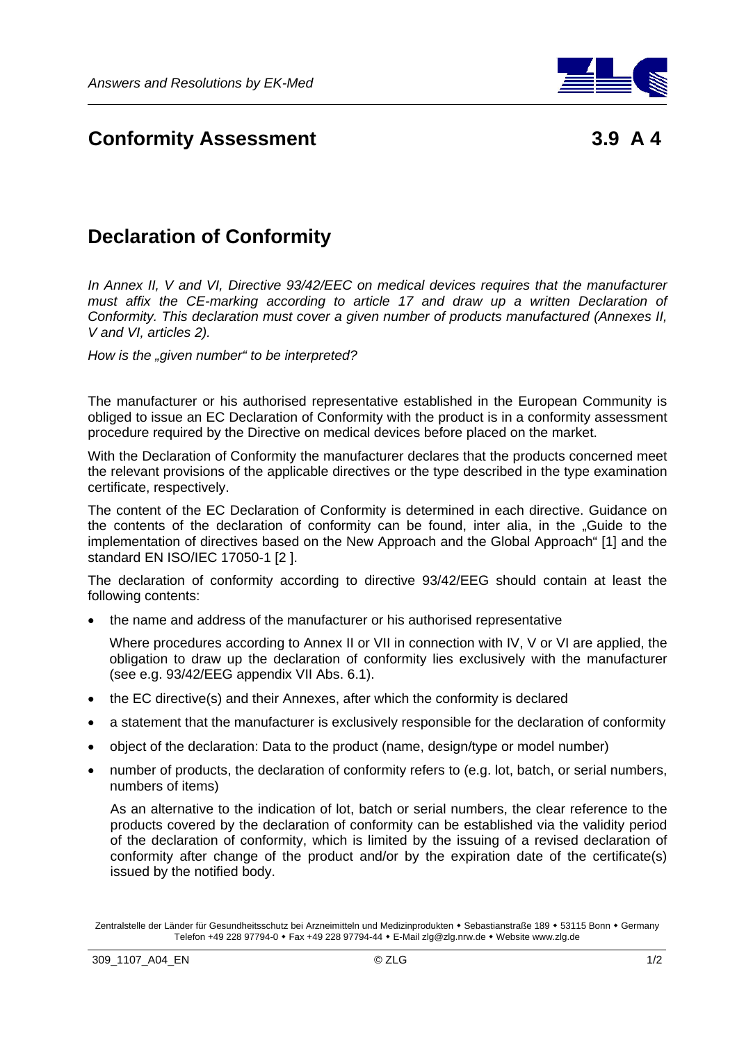# Conformity Assessment 3.9 A 4

## Declaration of Conformity

*In Annex II, V and VI, Directive 93/42/EEC on medical devices requires that the manufacturer must affix the CE-marking according to article 17 and draw up a written Declaration of Conformity. This declaration must cover a given number of products manufactured (Annexes II, V and VI, articles 2).*

*How is the „given number" to be interpreted?*

The manufacturer or his authorised representative established in the European Community is obliged to issue an EC Declaration of Conformity with the product is in a conformity assessment procedure required by the Directive on medical devices before placed on the market.

With the Declaration of Conformity the manufacturer declares that the products concerned meet the relevant provisions of the applicable directives or the type described in the type examination certificate, respectively.

The content of the EC Declaration of Conformity is determined in each directive. Guidance on the contents of the declaration of conformity can be found, inter alia, in the „Guide to the implementation of directives based on the New Approach and the Global Approach" [1] and the standard EN ISO/IEC 17050-1 [2 ].

The declaration of conformity according to directive 93/42/EEG should contain at least the following contents:

- the name and address of the manufacturer or his authorised representative

  Where procedures according to Annex II or VII in connection with IV, V or VI are applied, the obligation to draw up the declaration of conformity lies exclusively with the manufacturer (see e.g. 93/42/EEG appendix VII Abs. 6.1).

- the EC directive(s) and their Annexes, after which the conformity is declared
- a statement that the manufacturer is exclusively responsible for the declaration of conformity
- object of the declaration: Data to the product (name, design/type or model number)
- number of products, the declaration of conformity refers to (e.g. lot, batch, or serial numbers, numbers of items)

  As an alternative to the indication of lot, batch or serial numbers, the clear reference to the products covered by the declaration of conformity can be established via the validity period of the declaration of conformity, which is limited by the issuing of a revised declaration of conformity after change of the product and/or by the expiration date of the certificate(s) issued by the notified body.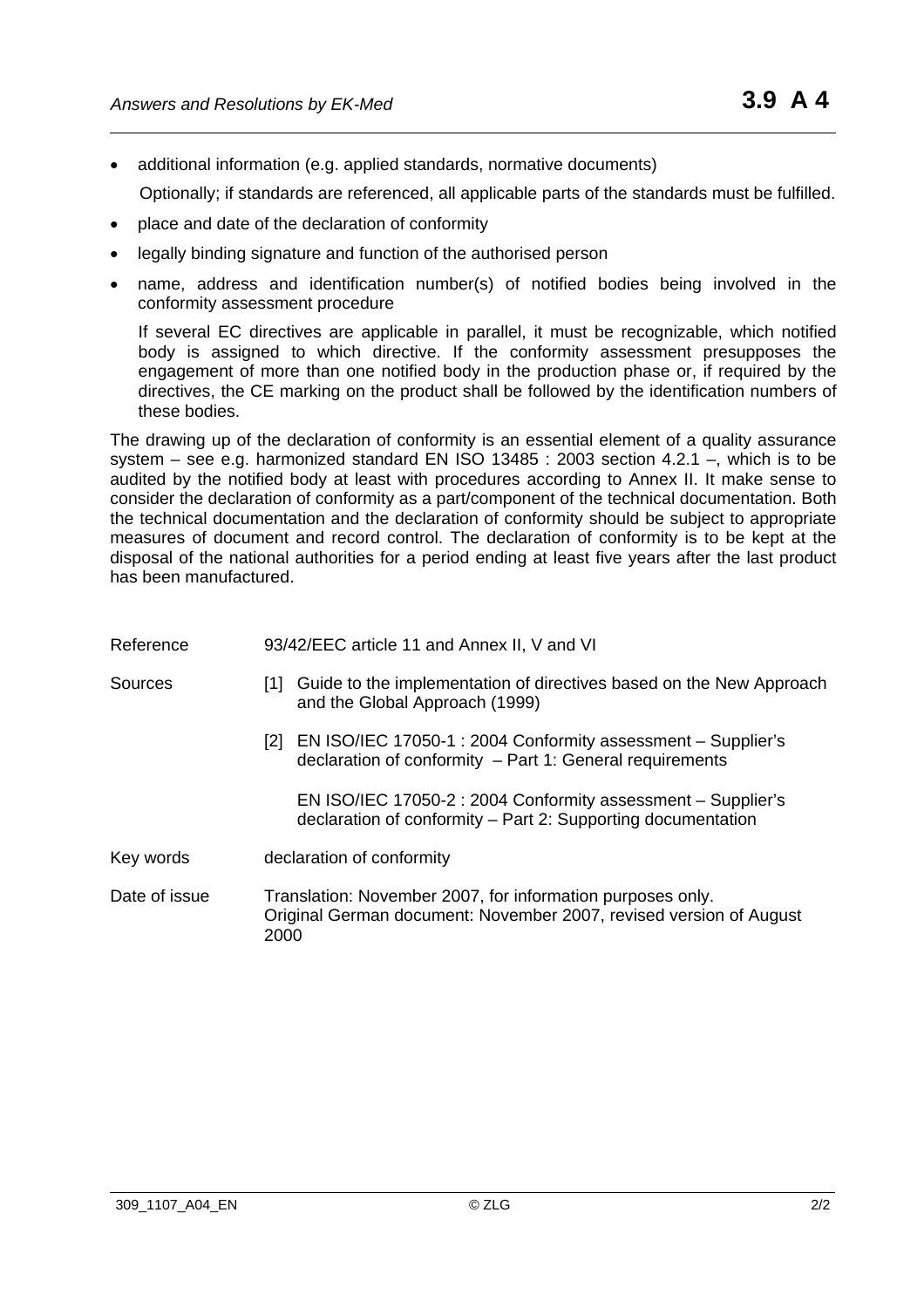- additional information (e.g. applied standards, normative documents)

  Optionally; if standards are referenced, all applicable parts of the standards must be fulfilled.

- place and date of the declaration of conformity
- legally binding signature and function of the authorised person
- name, address and identification number(s) of notified bodies being involved in the conformity assessment procedure

  If several EC directives are applicable in parallel, it must be recognizable, which notified body is assigned to which directive. If the conformity assessment presupposes the engagement of more than one notified body in the production phase or, if required by the directives, the CE marking on the product shall be followed by the identification numbers of these bodies.

The drawing up of the declaration of conformity is an essential element of a quality assurance system – see e.g. harmonized standard EN ISO 13485 : 2003 section 4.2.1 –, which is to be audited by the notified body at least with procedures according to Annex II. It make sense to consider the declaration of conformity as a part/component of the technical documentation. Both the technical documentation and the declaration of conformity should be subject to appropriate measures of document and record control. The declaration of conformity is to be kept at the disposal of the national authorities for a period ending at least five years after the last product has been manufactured.

| | |
|---|---|
| Reference | 93/42/EEC article 11 and Annex II, V and VI |
| Sources | [1] Guide to the implementation of directives based on the New Approach and the Global Approach (1999) |
| | [2] EN ISO/IEC 17050-1 : 2004 Conformity assessment – Supplier's declaration of conformity – Part 1: General requirements |
| | EN ISO/IEC 17050-2 : 2004 Conformity assessment – Supplier's declaration of conformity – Part 2: Supporting documentation |
| Key words | declaration of conformity |
| Date of issue | Translation: November 2007, for information purposes only. Original German document: November 2007, revised version of August 2000 |